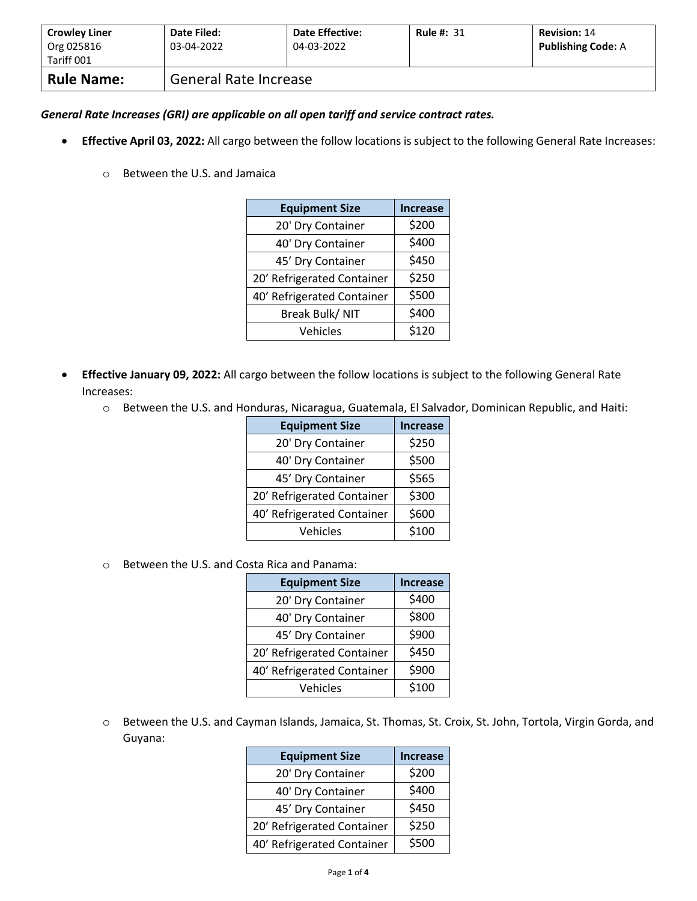| Crowley Liner<br>Org 025816<br>Tariff 001 | Date Filed:<br>03-04-2022 | Date Effective:<br>04-03-2022 | Rule #: 31 | Revision: 14<br>Publishing Code: A |
|---|---|---|---|---|
| **Rule Name:** | General Rate Increase | | | |

***General Rate Increases (GRI) are applicable on all open tariff and service contract rates.***

- **Effective April 03, 2022:** All cargo between the follow locations is subject to the following General Rate Increases:
  - Between the U.S. and Jamaica

| Equipment Size | Increase |
|---|---|
| 20' Dry Container | $200 |
| 40' Dry Container | $400 |
| 45' Dry Container | $450 |
| 20' Refrigerated Container | $250 |
| 40' Refrigerated Container | $500 |
| Break Bulk/ NIT | $400 |
| Vehicles | $120 |

- **Effective January 09, 2022:** All cargo between the follow locations is subject to the following General Rate Increases:
  - Between the U.S. and Honduras, Nicaragua, Guatemala, El Salvador, Dominican Republic, and Haiti:

| Equipment Size | Increase |
|---|---|
| 20' Dry Container | $250 |
| 40' Dry Container | $500 |
| 45' Dry Container | $565 |
| 20' Refrigerated Container | $300 |
| 40' Refrigerated Container | $600 |
| Vehicles | $100 |

  - Between the U.S. and Costa Rica and Panama:

| Equipment Size | Increase |
|---|---|
| 20' Dry Container | $400 |
| 40' Dry Container | $800 |
| 45' Dry Container | $900 |
| 20' Refrigerated Container | $450 |
| 40' Refrigerated Container | $900 |
| Vehicles | $100 |

  - Between the U.S. and Cayman Islands, Jamaica, St. Thomas, St. Croix, St. John, Tortola, Virgin Gorda, and Guyana:

| Equipment Size | Increase |
|---|---|
| 20' Dry Container | $200 |
| 40' Dry Container | $400 |
| 45' Dry Container | $450 |
| 20' Refrigerated Container | $250 |
| 40' Refrigerated Container | $500 |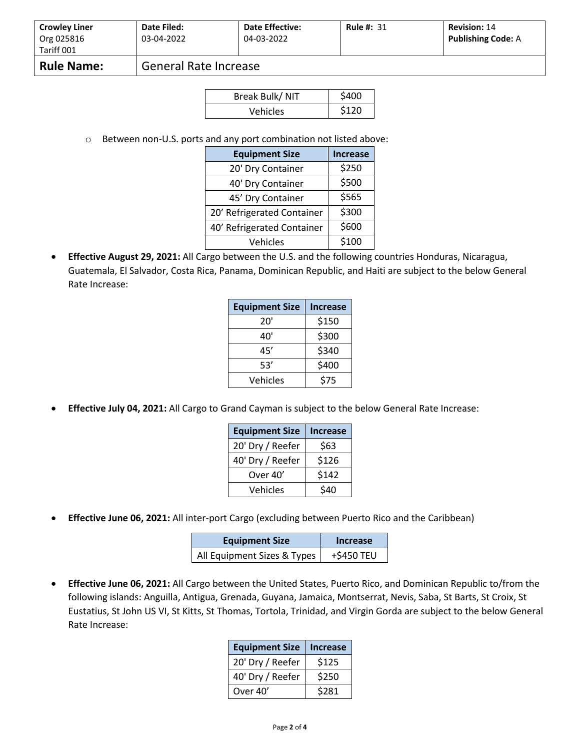| Crowley Liner Org 025816 Tariff 001 | Date Filed: 03-04-2022 | Date Effective: 04-03-2022 | Rule #: 31 | Revision: 14 Publishing Code: A |
|---|---|---|---|---|
| **Rule Name:** | General Rate Increase | | | |

| Break Bulk/ NIT | $400 |
|---|---|
| Vehicles | $120 |

- Between non-U.S. ports and any port combination not listed above:

| Equipment Size | Increase |
|---|---|
| 20' Dry Container | $250 |
| 40' Dry Container | $500 |
| 45' Dry Container | $565 |
| 20' Refrigerated Container | $300 |
| 40' Refrigerated Container | $600 |
| Vehicles | $100 |

- **Effective August 29, 2021:** All Cargo between the U.S. and the following countries Honduras, Nicaragua, Guatemala, El Salvador, Costa Rica, Panama, Dominican Republic, and Haiti are subject to the below General Rate Increase:

| Equipment Size | Increase |
|---|---|
| 20' | $150 |
| 40' | $300 |
| 45' | $340 |
| 53' | $400 |
| Vehicles | $75 |

- **Effective July 04, 2021:** All Cargo to Grand Cayman is subject to the below General Rate Increase:

| Equipment Size | Increase |
|---|---|
| 20' Dry / Reefer | $63 |
| 40' Dry / Reefer | $126 |
| Over 40' | $142 |
| Vehicles | $40 |

- **Effective June 06, 2021:** All inter-port Cargo (excluding between Puerto Rico and the Caribbean)

| Equipment Size | Increase |
|---|---|
| All Equipment Sizes & Types | +$450 TEU |

- **Effective June 06, 2021:** All Cargo between the United States, Puerto Rico, and Dominican Republic to/from the following islands: Anguilla, Antigua, Grenada, Guyana, Jamaica, Montserrat, Nevis, Saba, St Barts, St Croix, St Eustatius, St John US VI, St Kitts, St Thomas, Tortola, Trinidad, and Virgin Gorda are subject to the below General Rate Increase:

| Equipment Size | Increase |
|---|---|
| 20' Dry / Reefer | $125 |
| 40' Dry / Reefer | $250 |
| Over 40' | $281 |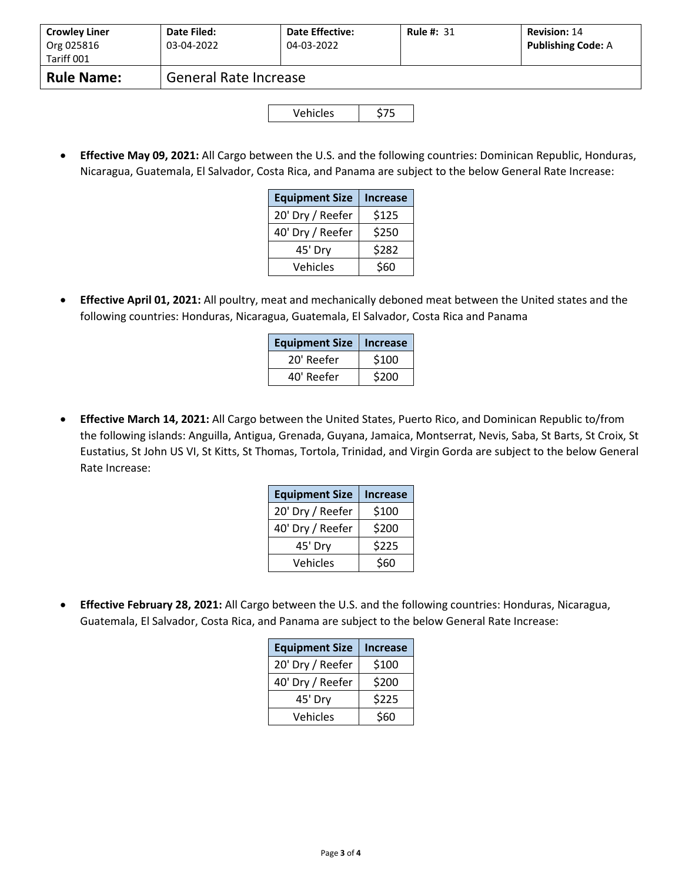| Crowley Liner Org 025816 Tariff 001 | Date Filed: 03-04-2022 | Date Effective: 04-03-2022 | Rule #: 31 | Revision: 14 Publishing Code: A |
|---|---|---|---|---|
| **Rule Name:** | General Rate Increase | | | |

| Vehicles | $75 |
|---|---|

- **Effective May 09, 2021:** All Cargo between the U.S. and the following countries: Dominican Republic, Honduras, Nicaragua, Guatemala, El Salvador, Costa Rica, and Panama are subject to the below General Rate Increase:

| Equipment Size | Increase |
|---|---|
| 20' Dry / Reefer | $125 |
| 40' Dry / Reefer | $250 |
| 45' Dry | $282 |
| Vehicles | $60 |

- **Effective April 01, 2021:** All poultry, meat and mechanically deboned meat between the United states and the following countries: Honduras, Nicaragua, Guatemala, El Salvador, Costa Rica and Panama

| Equipment Size | Increase |
|---|---|
| 20' Reefer | $100 |
| 40' Reefer | $200 |

- **Effective March 14, 2021:** All Cargo between the United States, Puerto Rico, and Dominican Republic to/from the following islands: Anguilla, Antigua, Grenada, Guyana, Jamaica, Montserrat, Nevis, Saba, St Barts, St Croix, St Eustatius, St John US VI, St Kitts, St Thomas, Tortola, Trinidad, and Virgin Gorda are subject to the below General Rate Increase:

| Equipment Size | Increase |
|---|---|
| 20' Dry / Reefer | $100 |
| 40' Dry / Reefer | $200 |
| 45' Dry | $225 |
| Vehicles | $60 |

- **Effective February 28, 2021:** All Cargo between the U.S. and the following countries: Honduras, Nicaragua, Guatemala, El Salvador, Costa Rica, and Panama are subject to the below General Rate Increase:

| Equipment Size | Increase |
|---|---|
| 20' Dry / Reefer | $100 |
| 40' Dry / Reefer | $200 |
| 45' Dry | $225 |
| Vehicles | $60 |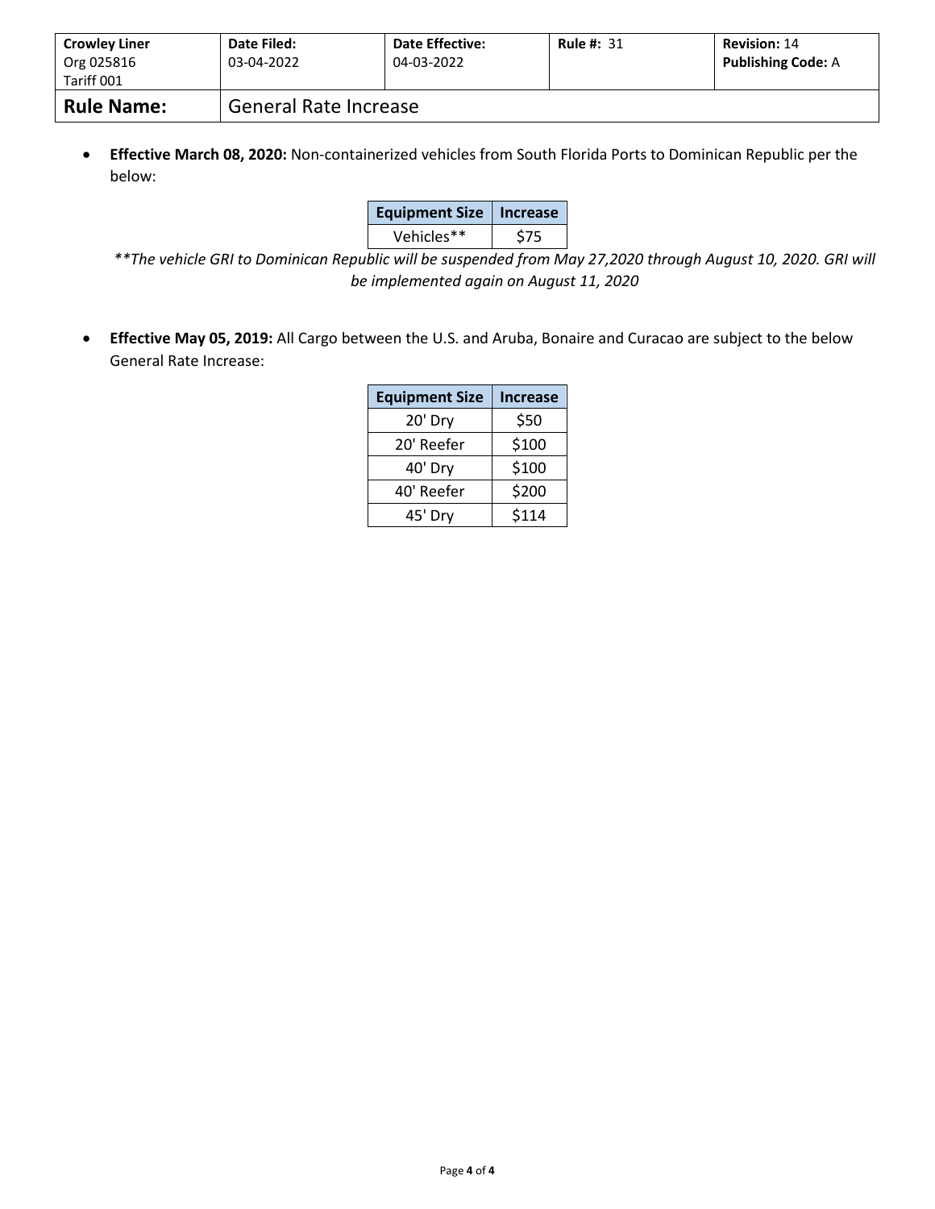| **Crowley Liner** Org 025816 Tariff 001 | **Date Filed:** 03-04-2022 | **Date Effective:** 04-03-2022 | **Rule #:** 31 | **Revision:** 14 **Publishing Code:** A |
|---|---|---|---|---|
| **Rule Name:** | General Rate Increase | | | |

- **Effective March 08, 2020:** Non-containerized vehicles from South Florida Ports to Dominican Republic per the below:

| Equipment Size | Increase |
|---|---|
| Vehicles** | $75 |

*\*\*The vehicle GRI to Dominican Republic will be suspended from May 27,2020 through August 10, 2020. GRI will be implemented again on August 11, 2020*

- **Effective May 05, 2019:** All Cargo between the U.S. and Aruba, Bonaire and Curacao are subject to the below General Rate Increase:

| Equipment Size | Increase |
|---|---|
| 20' Dry | $50 |
| 20' Reefer | $100 |
| 40' Dry | $100 |
| 40' Reefer | $200 |
| 45' Dry | $114 |